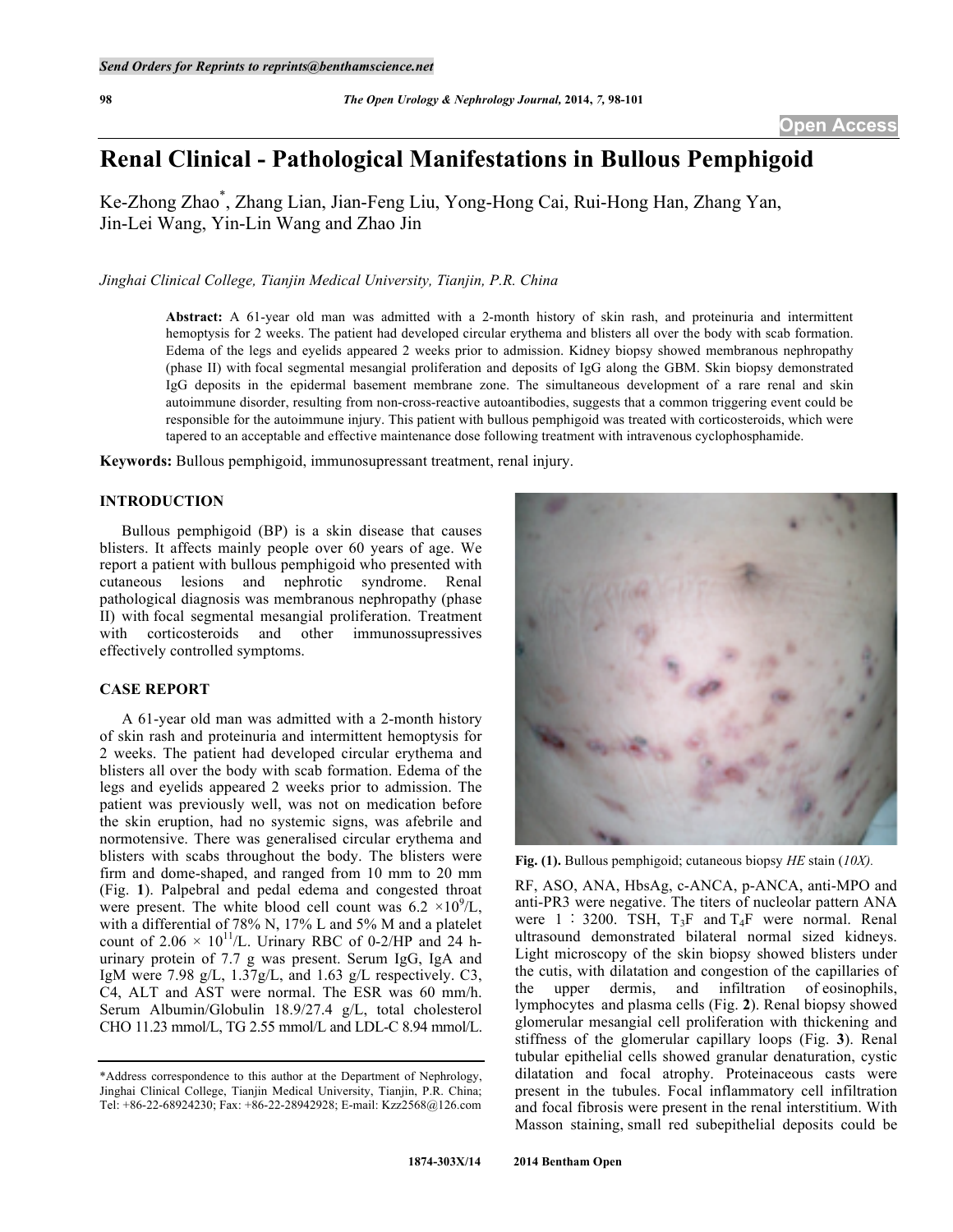# Renal Clinical - Pathological Manifestations in Bullous Pemphigoid

Ke-Zhong Zhao*, Zhang Lian, Jian-Feng Liu, Yong-Hong Cai, Rui-Hong Han, Zhang Yan, Jin-Lei Wang, Yin-Lin Wang and Zhao Jin

*Jinghai Clinical College, Tianjin Medical University, Tianjin, P.R. China*

**Abstract:** A 61-year old man was admitted with a 2-month history of skin rash, and proteinuria and intermittent hemoptysis for 2 weeks. The patient had developed circular erythema and blisters all over the body with scab formation. Edema of the legs and eyelids appeared 2 weeks prior to admission. Kidney biopsy showed membranous nephropathy (phase II) with focal segmental mesangial proliferation and deposits of IgG along the GBM. Skin biopsy demonstrated IgG deposits in the epidermal basement membrane zone. The simultaneous development of a rare renal and skin autoimmune disorder, resulting from non-cross-reactive autoantibodies, suggests that a common triggering event could be responsible for the autoimmune injury. This patient with bullous pemphigoid was treated with corticosteroids, which were tapered to an acceptable and effective maintenance dose following treatment with intravenous cyclophosphamide.

**Keywords:** Bullous pemphigoid, immunosupressant treatment, renal injury.

## INTRODUCTION

Bullous pemphigoid (BP) is a skin disease that causes blisters. It affects mainly people over 60 years of age. We report a patient with bullous pemphigoid who presented with cutaneous lesions and nephrotic syndrome. Renal pathological diagnosis was membranous nephropathy (phase II) with focal segmental mesangial proliferation. Treatment with corticosteroids and other immunossupressives effectively controlled symptoms.

## CASE REPORT

A 61-year old man was admitted with a 2-month history of skin rash and proteinuria and intermittent hemoptysis for 2 weeks. The patient had developed circular erythema and blisters all over the body with scab formation. Edema of the legs and eyelids appeared 2 weeks prior to admission. The patient was previously well, was not on medication before the skin eruption, had no systemic signs, was afebrile and normotensive. There was generalised circular erythema and blisters with scabs throughout the body. The blisters were firm and dome-shaped, and ranged from 10 mm to 20 mm (Fig. **1**). Palpebral and pedal edema and congested throat were present. The white blood cell count was $6.2 \times 10^9$/L, with a differential of 78% N, 17% L and 5% M and a platelet count of $2.06 \times 10^{11}$/L. Urinary RBC of 0-2/HP and 24 h-urinary protein of 7.7 g was present. Serum IgG, IgA and IgM were 7.98 g/L, 1.37g/L, and 1.63 g/L respectively. C3, C4, ALT and AST were normal. The ESR was 60 mm/h. Serum Albumin/Globulin 18.9/27.4 g/L, total cholesterol CHO 11.23 mmol/L, TG 2.55 mmol/L and LDL-C 8.94 mmol/L.

Fig. (1). Bullous pemphigoid; cutaneous biopsy *HE* stain (*10X).*

RF, ASO, ANA, HbsAg, c-ANCA, p-ANCA, anti-MPO and anti-PR3 were negative. The titers of nucleolar pattern ANA were 1：3200. TSH, $T_3F$ and $T_4F$ were normal. Renal ultrasound demonstrated bilateral normal sized kidneys. Light microscopy of the skin biopsy showed blisters under the cutis, with dilatation and congestion of the capillaries of the upper dermis, and infiltration of eosinophils, lymphocytes and plasma cells (Fig. **2**). Renal biopsy showed glomerular mesangial cell proliferation with thickening and stiffness of the glomerular capillary loops (Fig. **3**). Renal tubular epithelial cells showed granular denaturation, cystic dilatation and focal atrophy. Proteinaceous casts were present in the tubules. Focal inflammatory cell infiltration and focal fibrosis were present in the renal interstitium. With Masson staining, small red subepithelial deposits could be

*Address correspondence to this author at the Department of Nephrology, Jinghai Clinical College, Tianjin Medical University, Tianjin, P.R. China; Tel: +86-22-68924230; Fax: +86-22-28942928; E-mail: Kzz2568@126.com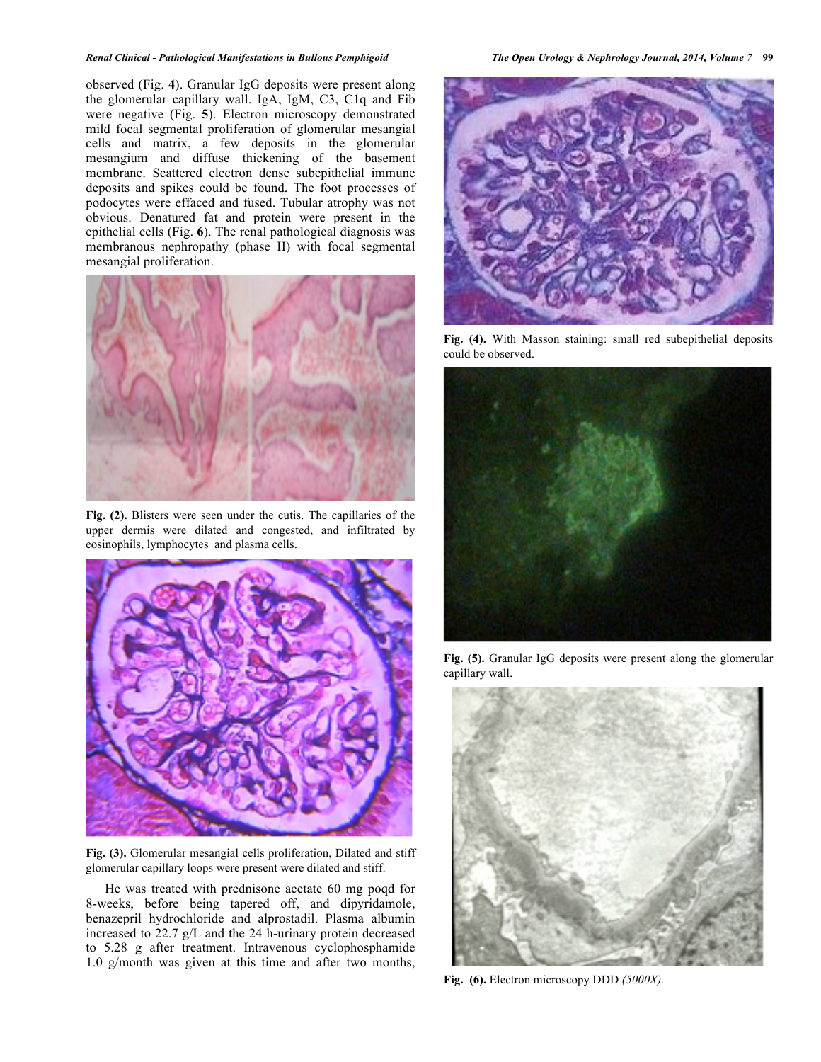observed (Fig. **4**). Granular IgG deposits were present along the glomerular capillary wall. IgA, IgM, C3, C1q and Fib were negative (Fig. **5**). Electron microscopy demonstrated mild focal segmental proliferation of glomerular mesangial cells and matrix, a few deposits in the glomerular mesangium and diffuse thickening of the basement membrane. Scattered electron dense subepithelial immune deposits and spikes could be found. The foot processes of podocytes were effaced and fused. Tubular atrophy was not obvious. Denatured fat and protein were present in the epithelial cells (Fig. **6**). The renal pathological diagnosis was membranous nephropathy (phase II) with focal segmental mesangial proliferation.

**Fig. (2).** Blisters were seen under the cutis. The capillaries of the upper dermis were dilated and congested, and infiltrated by eosinophils, lymphocytes and plasma cells.

**Fig. (3).** Glomerular mesangial cells proliferation, Dilated and stiff glomerular capillary loops were present were dilated and stiff.

He was treated with prednisone acetate 60 mg poqd for 8-weeks, before being tapered off, and dipyridamole, benazepril hydrochloride and alprostadil. Plasma albumin increased to 22.7 g/L and the 24 h-urinary protein decreased to 5.28 g after treatment. Intravenous cyclophosphamide 1.0 g/month was given at this time and after two months,

**Fig. (4).** With Masson staining: small red subepithelial deposits could be observed.

**Fig. (5).** Granular IgG deposits were present along the glomerular capillary wall.

**Fig. (6).** Electron microscopy DDD *(5000X).*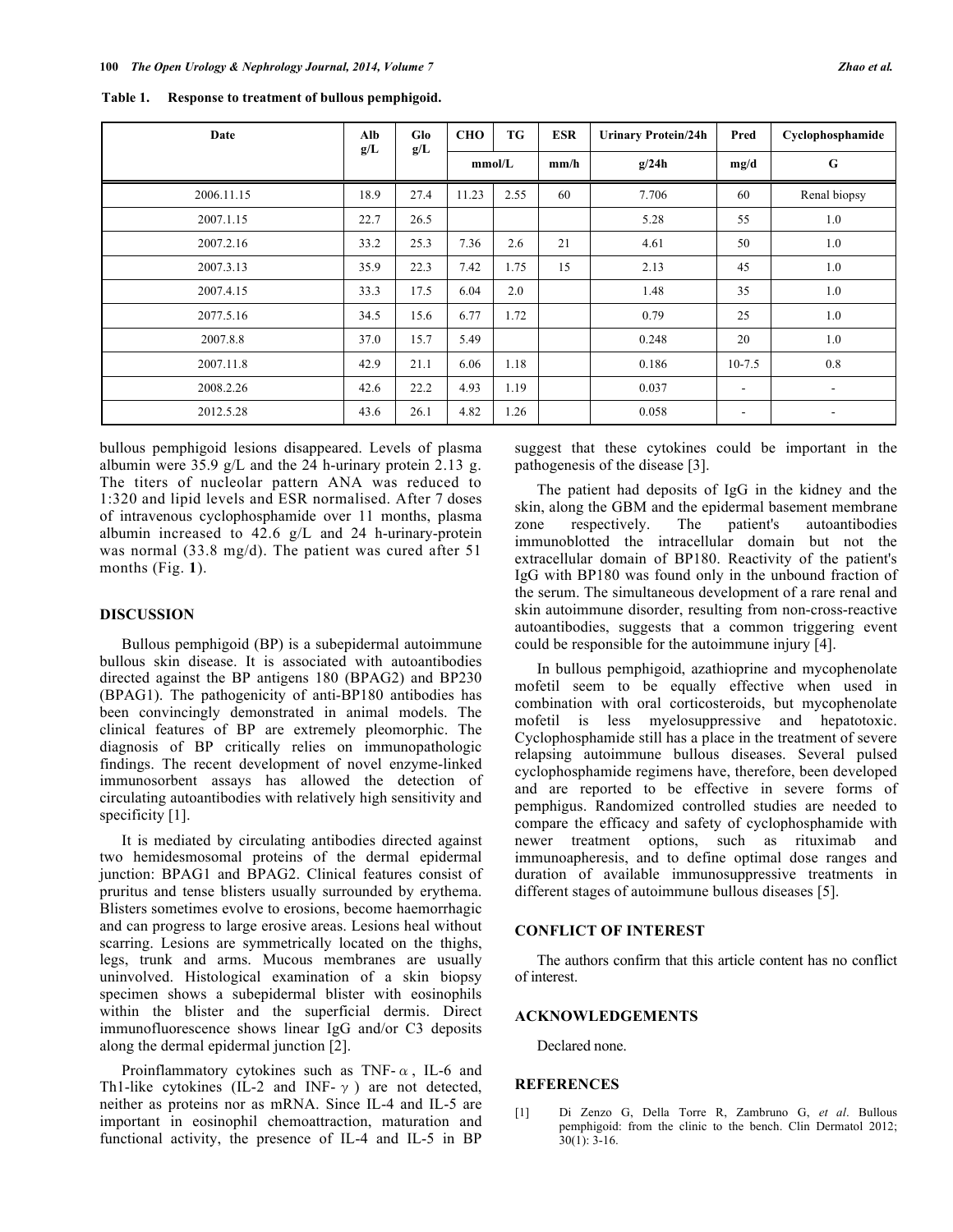**Table 1. Response to treatment of bullous pemphigoid.**

| Date | Alb g/L | Glo g/L | CHO | TG | ESR | Urinary Protein/24h | Pred | Cyclophosphamide |
|---|---|---|---|---|---|---|---|---|
| | | | mmol/L | | mm/h | g/24h | mg/d | G |
| 2006.11.15 | 18.9 | 27.4 | 11.23 | 2.55 | 60 | 7.706 | 60 | Renal biopsy |
| 2007.1.15 | 22.7 | 26.5 | | | | 5.28 | 55 | 1.0 |
| 2007.2.16 | 33.2 | 25.3 | 7.36 | 2.6 | 21 | 4.61 | 50 | 1.0 |
| 2007.3.13 | 35.9 | 22.3 | 7.42 | 1.75 | 15 | 2.13 | 45 | 1.0 |
| 2007.4.15 | 33.3 | 17.5 | 6.04 | 2.0 | | 1.48 | 35 | 1.0 |
| 2077.5.16 | 34.5 | 15.6 | 6.77 | 1.72 | | 0.79 | 25 | 1.0 |
| 2007.8.8 | 37.0 | 15.7 | 5.49 | | | 0.248 | 20 | 1.0 |
| 2007.11.8 | 42.9 | 21.1 | 6.06 | 1.18 | | 0.186 | 10-7.5 | 0.8 |
| 2008.2.26 | 42.6 | 22.2 | 4.93 | 1.19 | | 0.037 | - | - |
| 2012.5.28 | 43.6 | 26.1 | 4.82 | 1.26 | | 0.058 | - | - |

bullous pemphigoid lesions disappeared. Levels of plasma albumin were 35.9 g/L and the 24 h-urinary protein 2.13 g. The titers of nucleolar pattern ANA was reduced to 1:320 and lipid levels and ESR normalised. After 7 doses of intravenous cyclophosphamide over 11 months, plasma albumin increased to 42.6 g/L and 24 h-urinary-protein was normal (33.8 mg/d). The patient was cured after 51 months (Fig. **1**).

## DISCUSSION

Bullous pemphigoid (BP) is a subepidermal autoimmune bullous skin disease. It is associated with autoantibodies directed against the BP antigens 180 (BPAG2) and BP230 (BPAG1). The pathogenicity of anti-BP180 antibodies has been convincingly demonstrated in animal models. The clinical features of BP are extremely pleomorphic. The diagnosis of BP critically relies on immunopathologic findings. The recent development of novel enzyme-linked immunosorbent assays has allowed the detection of circulating autoantibodies with relatively high sensitivity and specificity [1].

It is mediated by circulating antibodies directed against two hemidesmosomal proteins of the dermal epidermal junction: BPAG1 and BPAG2. Clinical features consist of pruritus and tense blisters usually surrounded by erythema. Blisters sometimes evolve to erosions, become haemorrhagic and can progress to large erosive areas. Lesions heal without scarring. Lesions are symmetrically located on the thighs, legs, trunk and arms. Mucous membranes are usually uninvolved. Histological examination of a skin biopsy specimen shows a subepidermal blister with eosinophils within the blister and the superficial dermis. Direct immunofluorescence shows linear IgG and/or C3 deposits along the dermal epidermal junction [2].

Proinflammatory cytokines such as TNF-$\alpha$, IL-6 and Th1-like cytokines (IL-2 and INF-$\gamma$) are not detected, neither as proteins nor as mRNA. Since IL-4 and IL-5 are important in eosinophil chemoattraction, maturation and functional activity, the presence of IL-4 and IL-5 in BP suggest that these cytokines could be important in the pathogenesis of the disease [3].

The patient had deposits of IgG in the kidney and the skin, along the GBM and the epidermal basement membrane zone respectively. The patient's autoantibodies immunoblotted the intracellular domain but not the extracellular domain of BP180. Reactivity of the patient's IgG with BP180 was found only in the unbound fraction of the serum. The simultaneous development of a rare renal and skin autoimmune disorder, resulting from non-cross-reactive autoantibodies, suggests that a common triggering event could be responsible for the autoimmune injury [4].

In bullous pemphigoid, azathioprine and mycophenolate mofetil seem to be equally effective when used in combination with oral corticosteroids, but mycophenolate mofetil is less myelosuppressive and hepatotoxic. Cyclophosphamide still has a place in the treatment of severe relapsing autoimmune bullous diseases. Several pulsed cyclophosphamide regimens have, therefore, been developed and are reported to be effective in severe forms of pemphigus. Randomized controlled studies are needed to compare the efficacy and safety of cyclophosphamide with newer treatment options, such as rituximab and immunoapheresis, and to define optimal dose ranges and duration of available immunosuppressive treatments in different stages of autoimmune bullous diseases [5].

## CONFLICT OF INTEREST

The authors confirm that this article content has no conflict of interest.

## ACKNOWLEDGEMENTS

Declared none.

## REFERENCES

[1] Di Zenzo G, Della Torre R, Zambruno G, *et al*. Bullous pemphigoid: from the clinic to the bench. Clin Dermatol 2012; 30(1): 3-16.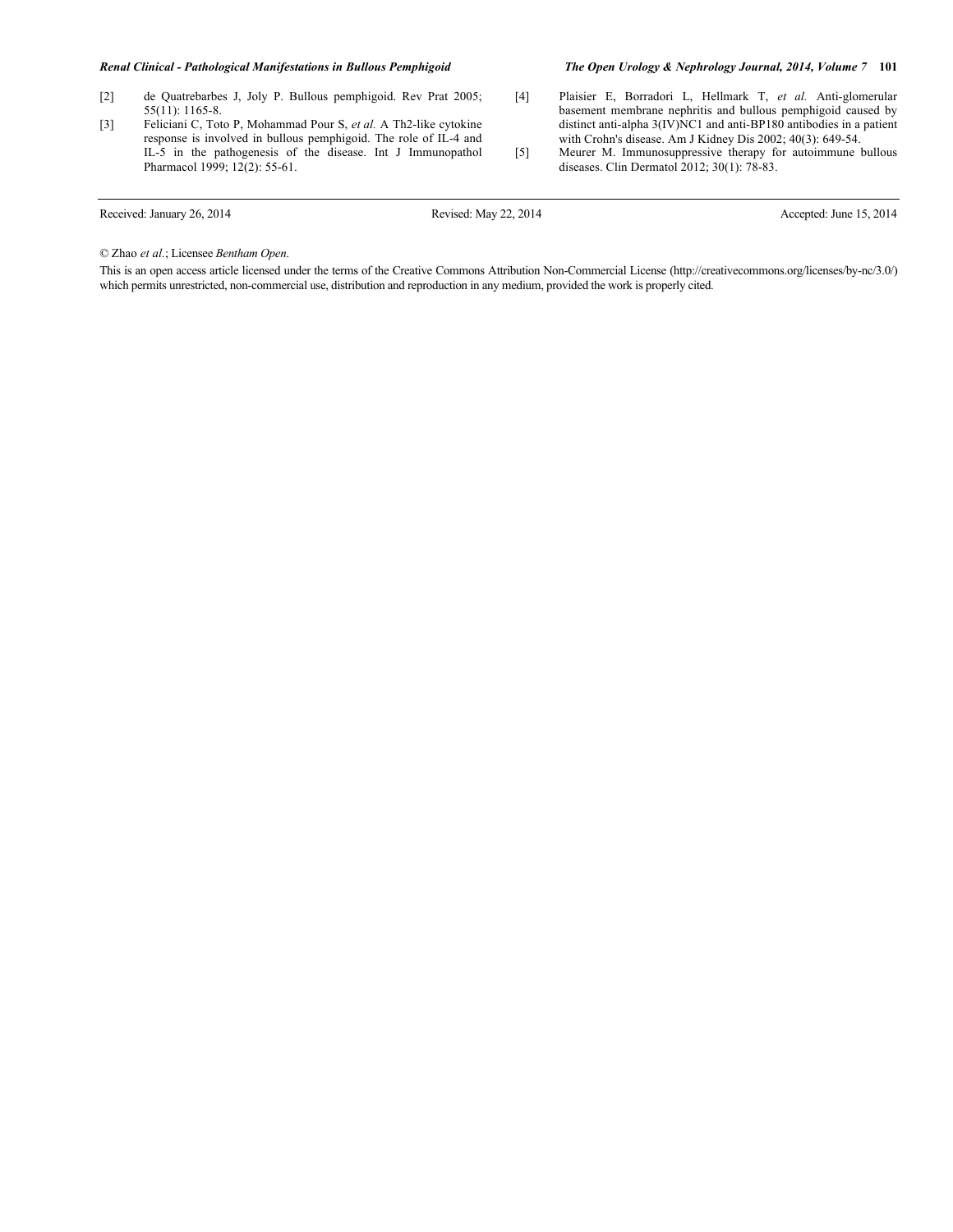[2] de Quatrebarbes J, Joly P. Bullous pemphigoid. Rev Prat 2005; 55(11): 1165-8.

[3] Feliciani C, Toto P, Mohammad Pour S, *et al.* A Th2-like cytokine response is involved in bullous pemphigoid. The role of IL-4 and IL-5 in the pathogenesis of the disease. Int J Immunopathol Pharmacol 1999; 12(2): 55-61.

[4] Plaisier E, Borradori L, Hellmark T, *et al.* Anti-glomerular basement membrane nephritis and bullous pemphigoid caused by distinct anti-alpha 3(IV)NC1 and anti-BP180 antibodies in a patient with Crohn's disease. Am J Kidney Dis 2002; 40(3): 649-54.

[5] Meurer M. Immunosuppressive therapy for autoimmune bullous diseases. Clin Dermatol 2012; 30(1): 78-83.

Received: January 26, 2014 Revised: May 22, 2014 Accepted: June 15, 2014

© Zhao *et al.*; Licensee *Bentham Open.*

This is an open access article licensed under the terms of the Creative Commons Attribution Non-Commercial License (http://creativecommons.org/licenses/by-nc/3.0/) which permits unrestricted, non-commercial use, distribution and reproduction in any medium, provided the work is properly cited.